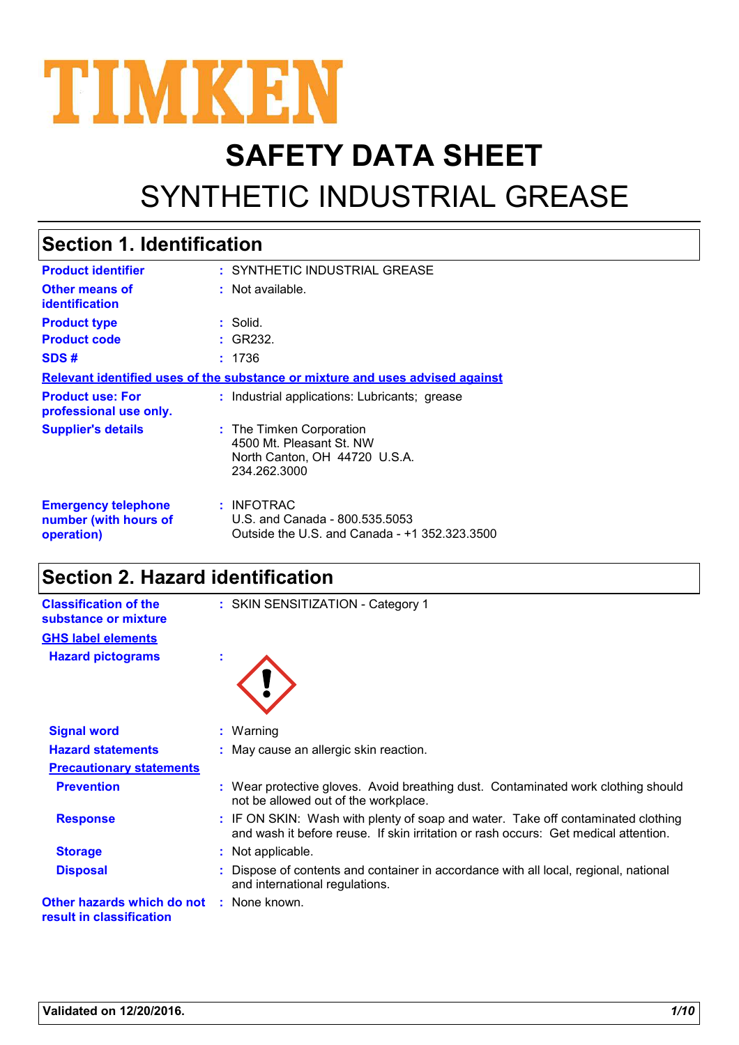TIMKEN

# SAFETY DATA SHEET

# SYNTHETIC INDUSTRIAL GREASE

## Section 1. Identification

**Product identifier** : SYNTHETIC INDUSTRIAL GREASE

**Other means of identification** : Not available.

**Product type** : Solid.

**Product code** : GR232.

**SDS #** : 1736

**Relevant identified uses of the substance or mixture and uses advised against**

**Product use: For professional use only.** : Industrial applications: Lubricants; grease

**Supplier's details** : The Timken Corporation
4500 Mt. Pleasant St. NW
North Canton, OH 44720 U.S.A.
234.262.3000

**Emergency telephone number (with hours of operation)** : INFOTRAC
U.S. and Canada - 800.535.5053
Outside the U.S. and Canada - +1 352.323.3500

## Section 2. Hazard identification

**Classification of the substance or mixture** : SKIN SENSITIZATION - Category 1

**GHS label elements**

**Hazard pictograms** :

**Signal word** : Warning

**Hazard statements** : May cause an allergic skin reaction.

**Precautionary statements**

**Prevention** : Wear protective gloves. Avoid breathing dust. Contaminated work clothing should not be allowed out of the workplace.

**Response** : IF ON SKIN: Wash with plenty of soap and water. Take off contaminated clothing and wash it before reuse. If skin irritation or rash occurs: Get medical attention.

**Storage** : Not applicable.

**Disposal** : Dispose of contents and container in accordance with all local, regional, national and international regulations.

**Other hazards which do not result in classification** : None known.

**Validated on 12/20/2016.**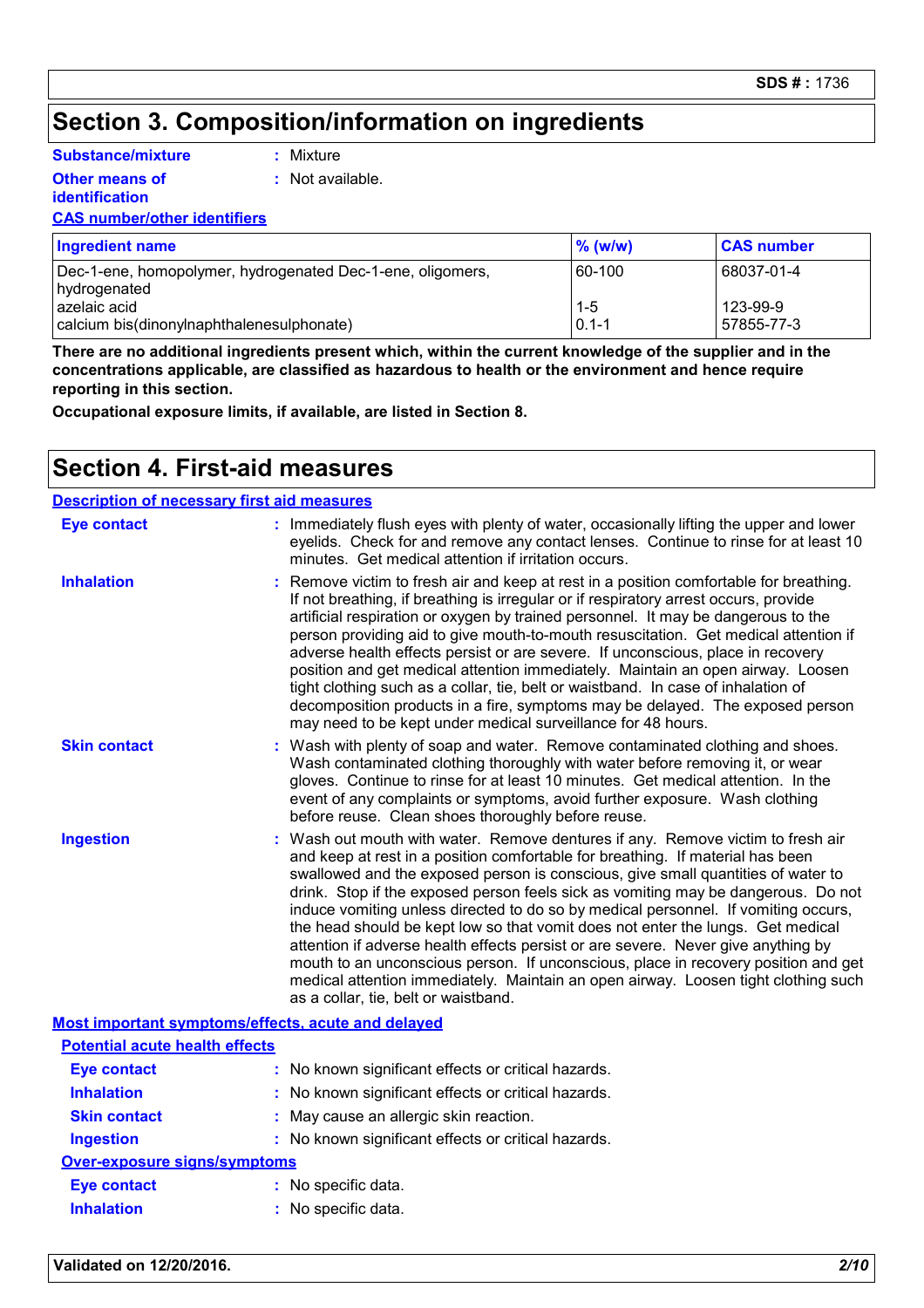# Section 3. Composition/information on ingredients

**Substance/mixture** : Mixture

**Other means of identification** : Not available.

**CAS number/other identifiers**

| Ingredient name | % (w/w) | CAS number |
|---|---|---|
| Dec-1-ene, homopolymer, hydrogenated Dec-1-ene, oligomers, hydrogenated | 60-100 | 68037-01-4 |
| azelaic acid | 1-5 | 123-99-9 |
| calcium bis(dinonylnaphthalenesulphonate) | 0.1-1 | 57855-77-3 |

**There are no additional ingredients present which, within the current knowledge of the supplier and in the concentrations applicable, are classified as hazardous to health or the environment and hence require reporting in this section.**

**Occupational exposure limits, if available, are listed in Section 8.**

# Section 4. First-aid measures

**Description of necessary first aid measures**

**Eye contact** : Immediately flush eyes with plenty of water, occasionally lifting the upper and lower eyelids. Check for and remove any contact lenses. Continue to rinse for at least 10 minutes. Get medical attention if irritation occurs.

**Inhalation** : Remove victim to fresh air and keep at rest in a position comfortable for breathing. If not breathing, if breathing is irregular or if respiratory arrest occurs, provide artificial respiration or oxygen by trained personnel. It may be dangerous to the person providing aid to give mouth-to-mouth resuscitation. Get medical attention if adverse health effects persist or are severe. If unconscious, place in recovery position and get medical attention immediately. Maintain an open airway. Loosen tight clothing such as a collar, tie, belt or waistband. In case of inhalation of decomposition products in a fire, symptoms may be delayed. The exposed person may need to be kept under medical surveillance for 48 hours.

**Skin contact** : Wash with plenty of soap and water. Remove contaminated clothing and shoes. Wash contaminated clothing thoroughly with water before removing it, or wear gloves. Continue to rinse for at least 10 minutes. Get medical attention. In the event of any complaints or symptoms, avoid further exposure. Wash clothing before reuse. Clean shoes thoroughly before reuse.

**Ingestion** : Wash out mouth with water. Remove dentures if any. Remove victim to fresh air and keep at rest in a position comfortable for breathing. If material has been swallowed and the exposed person is conscious, give small quantities of water to drink. Stop if the exposed person feels sick as vomiting may be dangerous. Do not induce vomiting unless directed to do so by medical personnel. If vomiting occurs, the head should be kept low so that vomit does not enter the lungs. Get medical attention if adverse health effects persist or are severe. Never give anything by mouth to an unconscious person. If unconscious, place in recovery position and get medical attention immediately. Maintain an open airway. Loosen tight clothing such as a collar, tie, belt or waistband.

**Most important symptoms/effects, acute and delayed**

**Potential acute health effects**

**Eye contact** : No known significant effects or critical hazards.

**Inhalation** : No known significant effects or critical hazards.

**Skin contact** : May cause an allergic skin reaction.

**Ingestion** : No known significant effects or critical hazards.

**Over-exposure signs/symptoms**

**Eye contact** : No specific data.

**Inhalation** : No specific data.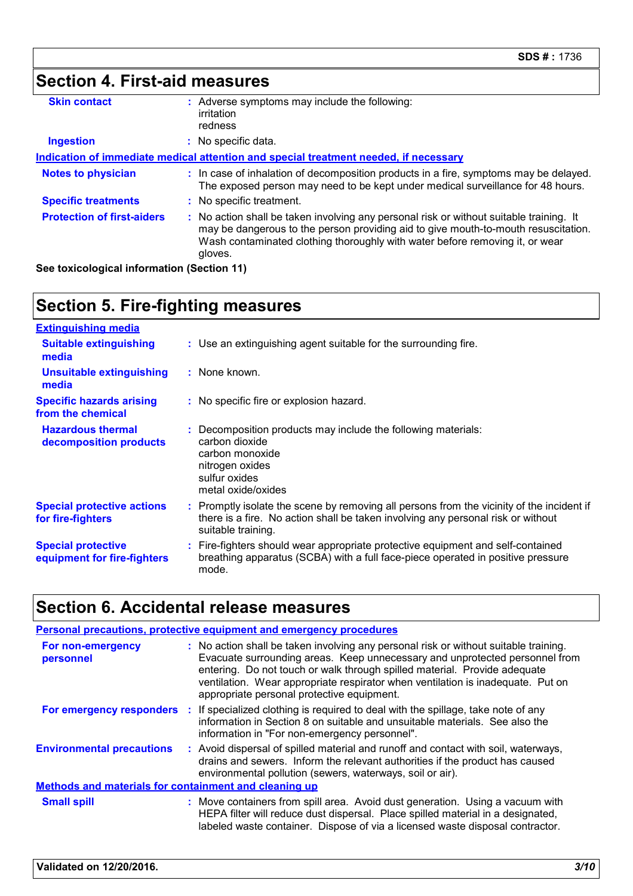## Section 4. First-aid measures

| | |
|---|---|
| **Skin contact** | : Adverse symptoms may include the following:<br>irritation<br>redness |
| **Ingestion** | : No specific data. |

**Indication of immediate medical attention and special treatment needed, if necessary**

| | |
|---|---|
| **Notes to physician** | : In case of inhalation of decomposition products in a fire, symptoms may be delayed. The exposed person may need to be kept under medical surveillance for 48 hours. |
| **Specific treatments** | : No specific treatment. |
| **Protection of first-aiders** | : No action shall be taken involving any personal risk or without suitable training. It may be dangerous to the person providing aid to give mouth-to-mouth resuscitation. Wash contaminated clothing thoroughly with water before removing it, or wear gloves. |

**See toxicological information (Section 11)**

## Section 5. Fire-fighting measures

**Extinguishing media**

| | |
|---|---|
| **Suitable extinguishing media** | : Use an extinguishing agent suitable for the surrounding fire. |
| **Unsuitable extinguishing media** | : None known. |
| **Specific hazards arising from the chemical** | : No specific fire or explosion hazard. |
| **Hazardous thermal decomposition products** | : Decomposition products may include the following materials:<br>carbon dioxide<br>carbon monoxide<br>nitrogen oxides<br>sulfur oxides<br>metal oxide/oxides |
| **Special protective actions for fire-fighters** | : Promptly isolate the scene by removing all persons from the vicinity of the incident if there is a fire. No action shall be taken involving any personal risk or without suitable training. |
| **Special protective equipment for fire-fighters** | : Fire-fighters should wear appropriate protective equipment and self-contained breathing apparatus (SCBA) with a full face-piece operated in positive pressure mode. |

## Section 6. Accidental release measures

**Personal precautions, protective equipment and emergency procedures**

| | |
|---|---|
| **For non-emergency personnel** | : No action shall be taken involving any personal risk or without suitable training. Evacuate surrounding areas. Keep unnecessary and unprotected personnel from entering. Do not touch or walk through spilled material. Provide adequate ventilation. Wear appropriate respirator when ventilation is inadequate. Put on appropriate personal protective equipment. |
| **For emergency responders** | : If specialized clothing is required to deal with the spillage, take note of any information in Section 8 on suitable and unsuitable materials. See also the information in "For non-emergency personnel". |
| **Environmental precautions** | : Avoid dispersal of spilled material and runoff and contact with soil, waterways, drains and sewers. Inform the relevant authorities if the product has caused environmental pollution (sewers, waterways, soil or air). |

**Methods and materials for containment and cleaning up**

| | |
|---|---|
| **Small spill** | : Move containers from spill area. Avoid dust generation. Using a vacuum with HEPA filter will reduce dust dispersal. Place spilled material in a designated, labeled waste container. Dispose of via a licensed waste disposal contractor. |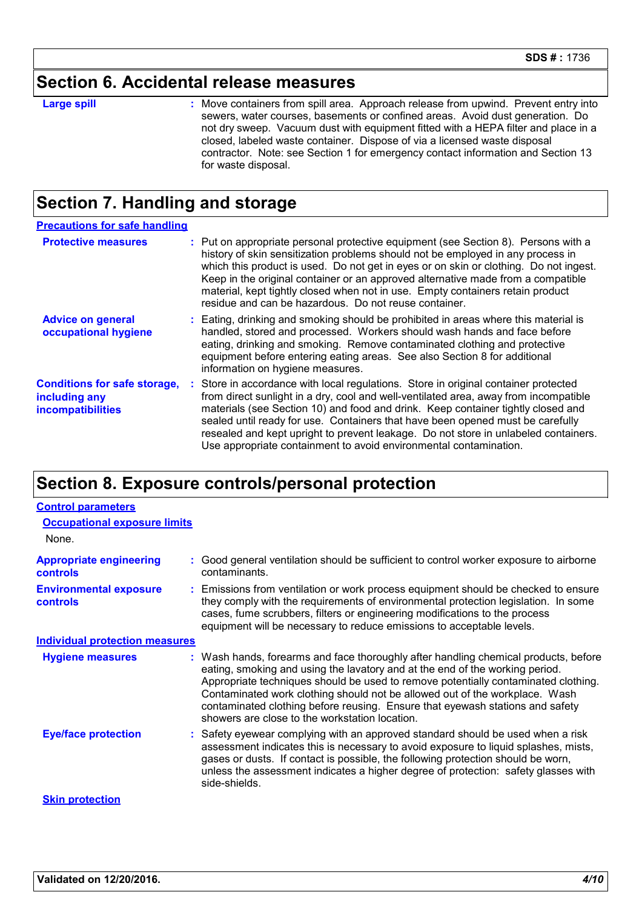## Section 6. Accidental release measures

**Large spill** : Move containers from spill area. Approach release from upwind. Prevent entry into sewers, water courses, basements or confined areas. Avoid dust generation. Do not dry sweep. Vacuum dust with equipment fitted with a HEPA filter and place in a closed, labeled waste container. Dispose of via a licensed waste disposal contractor. Note: see Section 1 for emergency contact information and Section 13 for waste disposal.

## Section 7. Handling and storage

### Precautions for safe handling

**Protective measures** : Put on appropriate personal protective equipment (see Section 8). Persons with a history of skin sensitization problems should not be employed in any process in which this product is used. Do not get in eyes or on skin or clothing. Do not ingest. Keep in the original container or an approved alternative made from a compatible material, kept tightly closed when not in use. Empty containers retain product residue and can be hazardous. Do not reuse container.

**Advice on general occupational hygiene** : Eating, drinking and smoking should be prohibited in areas where this material is handled, stored and processed. Workers should wash hands and face before eating, drinking and smoking. Remove contaminated clothing and protective equipment before entering eating areas. See also Section 8 for additional information on hygiene measures.

**Conditions for safe storage, including any incompatibilities** : Store in accordance with local regulations. Store in original container protected from direct sunlight in a dry, cool and well-ventilated area, away from incompatible materials (see Section 10) and food and drink. Keep container tightly closed and sealed until ready for use. Containers that have been opened must be carefully resealed and kept upright to prevent leakage. Do not store in unlabeled containers. Use appropriate containment to avoid environmental contamination.

## Section 8. Exposure controls/personal protection

### Control parameters

#### Occupational exposure limits

None.

**Appropriate engineering controls** : Good general ventilation should be sufficient to control worker exposure to airborne contaminants.

**Environmental exposure controls** : Emissions from ventilation or work process equipment should be checked to ensure they comply with the requirements of environmental protection legislation. In some cases, fume scrubbers, filters or engineering modifications to the process equipment will be necessary to reduce emissions to acceptable levels.

### Individual protection measures

**Hygiene measures** : Wash hands, forearms and face thoroughly after handling chemical products, before eating, smoking and using the lavatory and at the end of the working period. Appropriate techniques should be used to remove potentially contaminated clothing. Contaminated work clothing should not be allowed out of the workplace. Wash contaminated clothing before reusing. Ensure that eyewash stations and safety showers are close to the workstation location.

**Eye/face protection** : Safety eyewear complying with an approved standard should be used when a risk assessment indicates this is necessary to avoid exposure to liquid splashes, mists, gases or dusts. If contact is possible, the following protection should be worn, unless the assessment indicates a higher degree of protection: safety glasses with side-shields.

#### Skin protection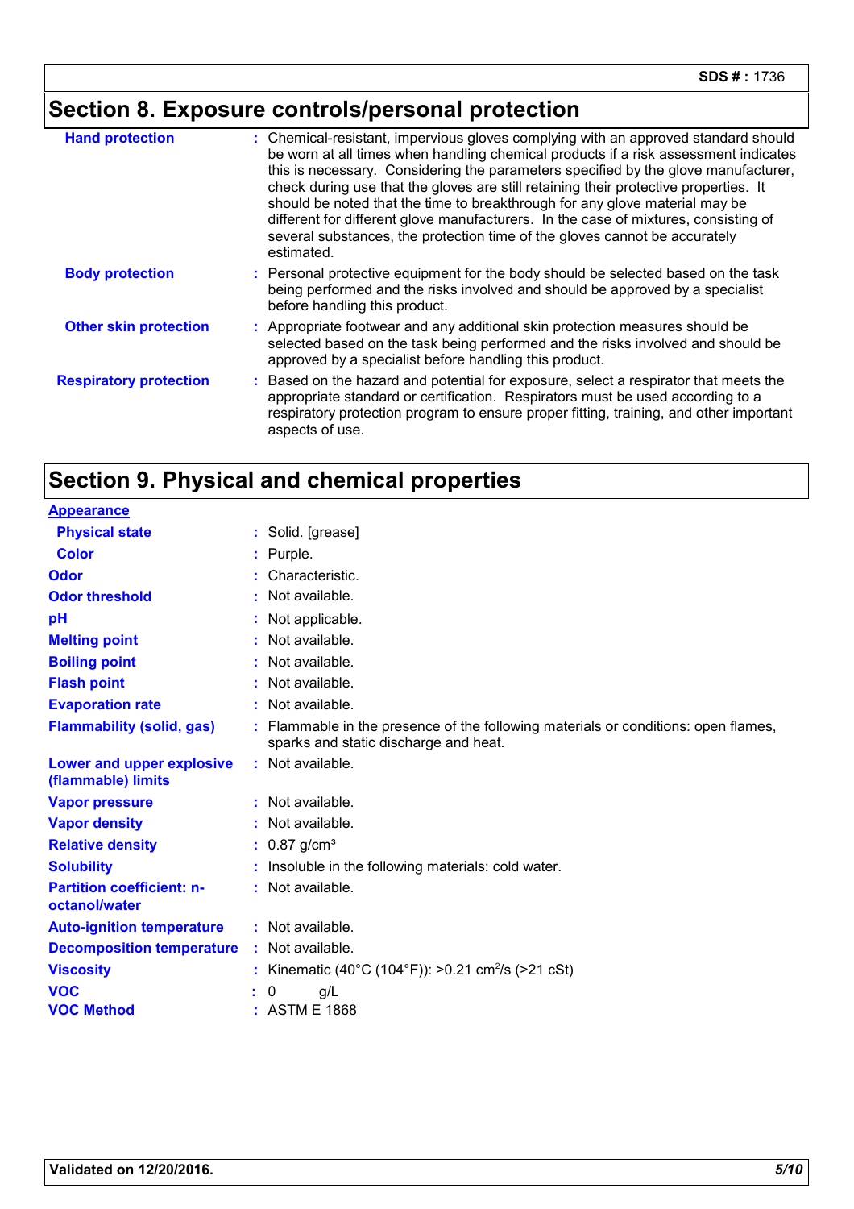## Section 8. Exposure controls/personal protection

| | |
|---|---|
| **Hand protection** | : Chemical-resistant, impervious gloves complying with an approved standard should be worn at all times when handling chemical products if a risk assessment indicates this is necessary. Considering the parameters specified by the glove manufacturer, check during use that the gloves are still retaining their protective properties. It should be noted that the time to breakthrough for any glove material may be different for different glove manufacturers. In the case of mixtures, consisting of several substances, the protection time of the gloves cannot be accurately estimated. |
| **Body protection** | : Personal protective equipment for the body should be selected based on the task being performed and the risks involved and should be approved by a specialist before handling this product. |
| **Other skin protection** | : Appropriate footwear and any additional skin protection measures should be selected based on the task being performed and the risks involved and should be approved by a specialist before handling this product. |
| **Respiratory protection** | : Based on the hazard and potential for exposure, select a respirator that meets the appropriate standard or certification. Respirators must be used according to a respiratory protection program to ensure proper fitting, training, and other important aspects of use. |

## Section 9. Physical and chemical properties

| | |
|---|---|
| **Appearance** | |
| **Physical state** | : Solid. [grease] |
| **Color** | : Purple. |
| **Odor** | : Characteristic. |
| **Odor threshold** | : Not available. |
| **pH** | : Not applicable. |
| **Melting point** | : Not available. |
| **Boiling point** | : Not available. |
| **Flash point** | : Not available. |
| **Evaporation rate** | : Not available. |
| **Flammability (solid, gas)** | : Flammable in the presence of the following materials or conditions: open flames, sparks and static discharge and heat. |
| **Lower and upper explosive (flammable) limits** | : Not available. |
| **Vapor pressure** | : Not available. |
| **Vapor density** | : Not available. |
| **Relative density** | : 0.87 g/cm³ |
| **Solubility** | : Insoluble in the following materials: cold water. |
| **Partition coefficient: n-octanol/water** | : Not available. |
| **Auto-ignition temperature** | : Not available. |
| **Decomposition temperature** | : Not available. |
| **Viscosity** | : Kinematic (40°C (104°F)): >0.21 $cm^2/s$ (>21 cSt) |
| **VOC** | : 0 g/L |
| **VOC Method** | : ASTM E 1868 |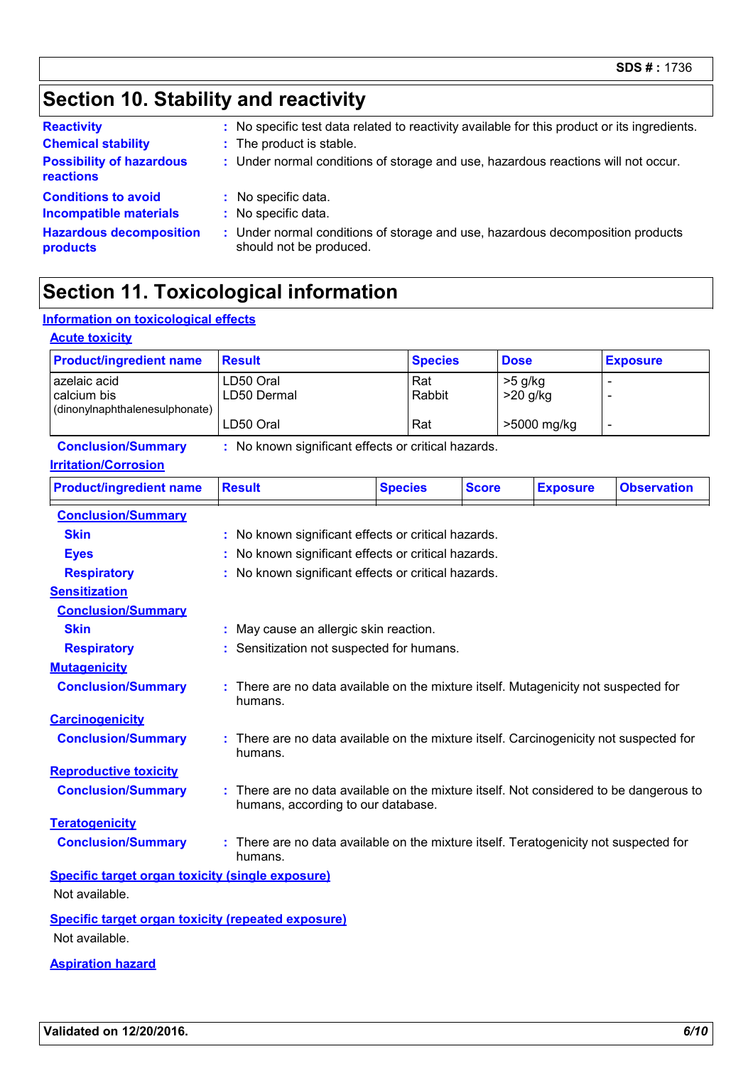## Section 10. Stability and reactivity

**Reactivity** : No specific test data related to reactivity available for this product or its ingredients.

**Chemical stability** : The product is stable.

**Possibility of hazardous reactions** : Under normal conditions of storage and use, hazardous reactions will not occur.

**Conditions to avoid** : No specific data.

**Incompatible materials** : No specific data.

**Hazardous decomposition products** : Under normal conditions of storage and use, hazardous decomposition products should not be produced.

## Section 11. Toxicological information

### Information on toxicological effects

#### Acute toxicity

| Product/ingredient name | Result | Species | Dose | Exposure |
|---|---|---|---|---|
| azelaic acid | LD50 Oral | Rat | >5 g/kg | - |
| | LD50 Dermal | Rabbit | >20 g/kg | - |
| calcium bis (dinonylnaphthalenesulphonate) | LD50 Oral | Rat | >5000 mg/kg | - |

**Conclusion/Summary** : No known significant effects or critical hazards.

#### Irritation/Corrosion

| Product/ingredient name | Result | Species | Score | Exposure | Observation |
|---|---|---|---|---|---|

**Conclusion/Summary**

**Skin** : No known significant effects or critical hazards.

**Eyes** : No known significant effects or critical hazards.

**Respiratory** : No known significant effects or critical hazards.

#### Sensitization

**Conclusion/Summary**

**Skin** : May cause an allergic skin reaction.

**Respiratory** : Sensitization not suspected for humans.

#### Mutagenicity

**Conclusion/Summary** : There are no data available on the mixture itself. Mutagenicity not suspected for humans.

#### Carcinogenicity

**Conclusion/Summary** : There are no data available on the mixture itself. Carcinogenicity not suspected for humans.

#### Reproductive toxicity

**Conclusion/Summary** : There are no data available on the mixture itself. Not considered to be dangerous to humans, according to our database.

#### Teratogenicity

**Conclusion/Summary** : There are no data available on the mixture itself. Teratogenicity not suspected for humans.

#### Specific target organ toxicity (single exposure)

Not available.

#### Specific target organ toxicity (repeated exposure)

Not available.

#### Aspiration hazard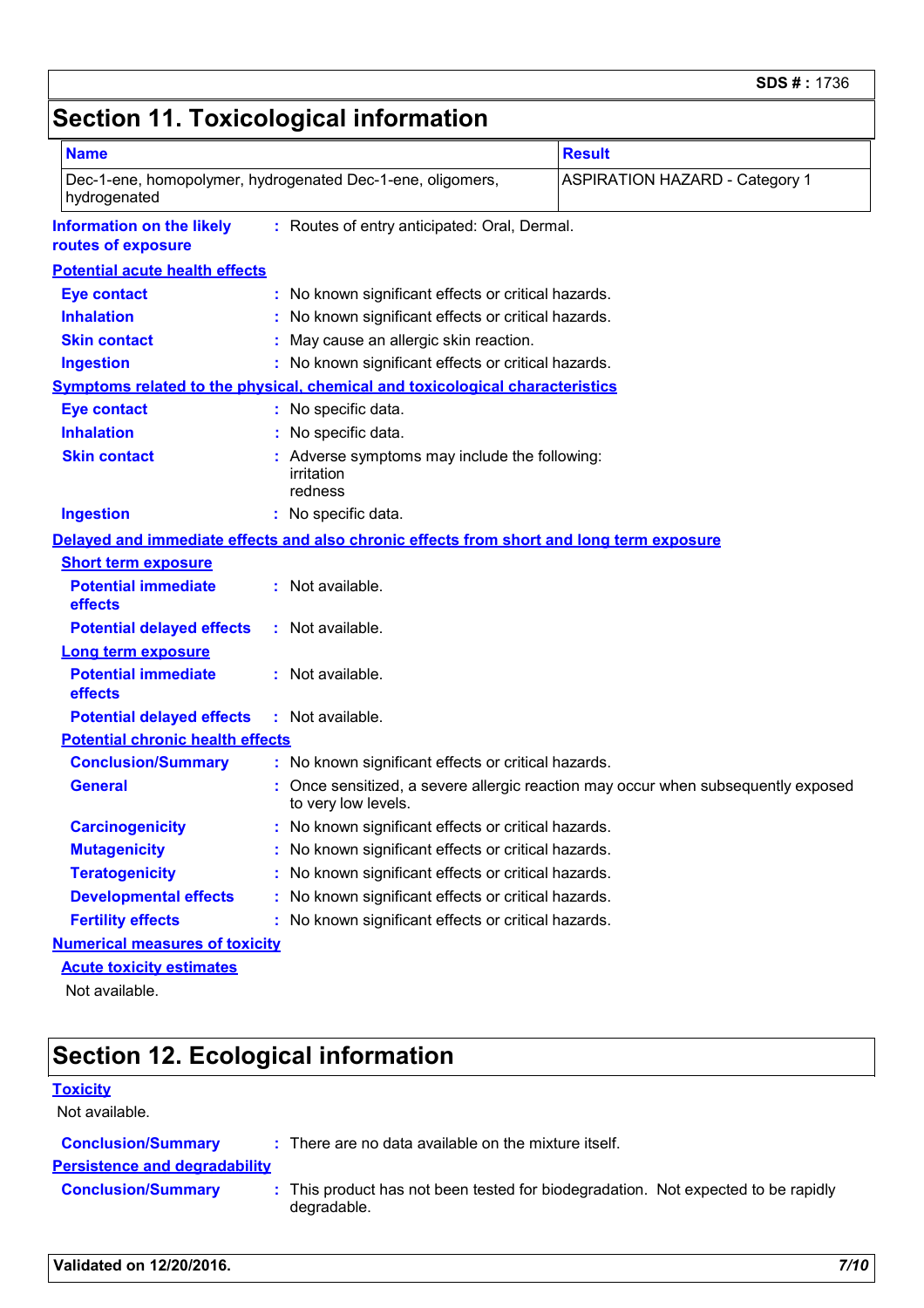# Section 11. Toxicological information

| Name | Result |
| --- | --- |
| Dec-1-ene, homopolymer, hydrogenated Dec-1-ene, oligomers, hydrogenated | ASPIRATION HAZARD - Category 1 |

**Information on the likely routes of exposure** : Routes of entry anticipated: Oral, Dermal.

**Potential acute health effects**

- **Eye contact** : No known significant effects or critical hazards.
- **Inhalation** : No known significant effects or critical hazards.
- **Skin contact** : May cause an allergic skin reaction.
- **Ingestion** : No known significant effects or critical hazards.

**Symptoms related to the physical, chemical and toxicological characteristics**

- **Eye contact** : No specific data.
- **Inhalation** : No specific data.
- **Skin contact** : Adverse symptoms may include the following:
  irritation
  redness
- **Ingestion** : No specific data.

**Delayed and immediate effects and also chronic effects from short and long term exposure**

**Short term exposure**

- **Potential immediate effects** : Not available.
- **Potential delayed effects** : Not available.

**Long term exposure**

- **Potential immediate effects** : Not available.
- **Potential delayed effects** : Not available.

**Potential chronic health effects**

- **Conclusion/Summary** : No known significant effects or critical hazards.
- **General** : Once sensitized, a severe allergic reaction may occur when subsequently exposed to very low levels.
- **Carcinogenicity** : No known significant effects or critical hazards.
- **Mutagenicity** : No known significant effects or critical hazards.
- **Teratogenicity** : No known significant effects or critical hazards.
- **Developmental effects** : No known significant effects or critical hazards.
- **Fertility effects** : No known significant effects or critical hazards.

**Numerical measures of toxicity**

**Acute toxicity estimates**

Not available.

# Section 12. Ecological information

**Toxicity**

Not available.

- **Conclusion/Summary** : There are no data available on the mixture itself.

**Persistence and degradability**

- **Conclusion/Summary** : This product has not been tested for biodegradation. Not expected to be rapidly degradable.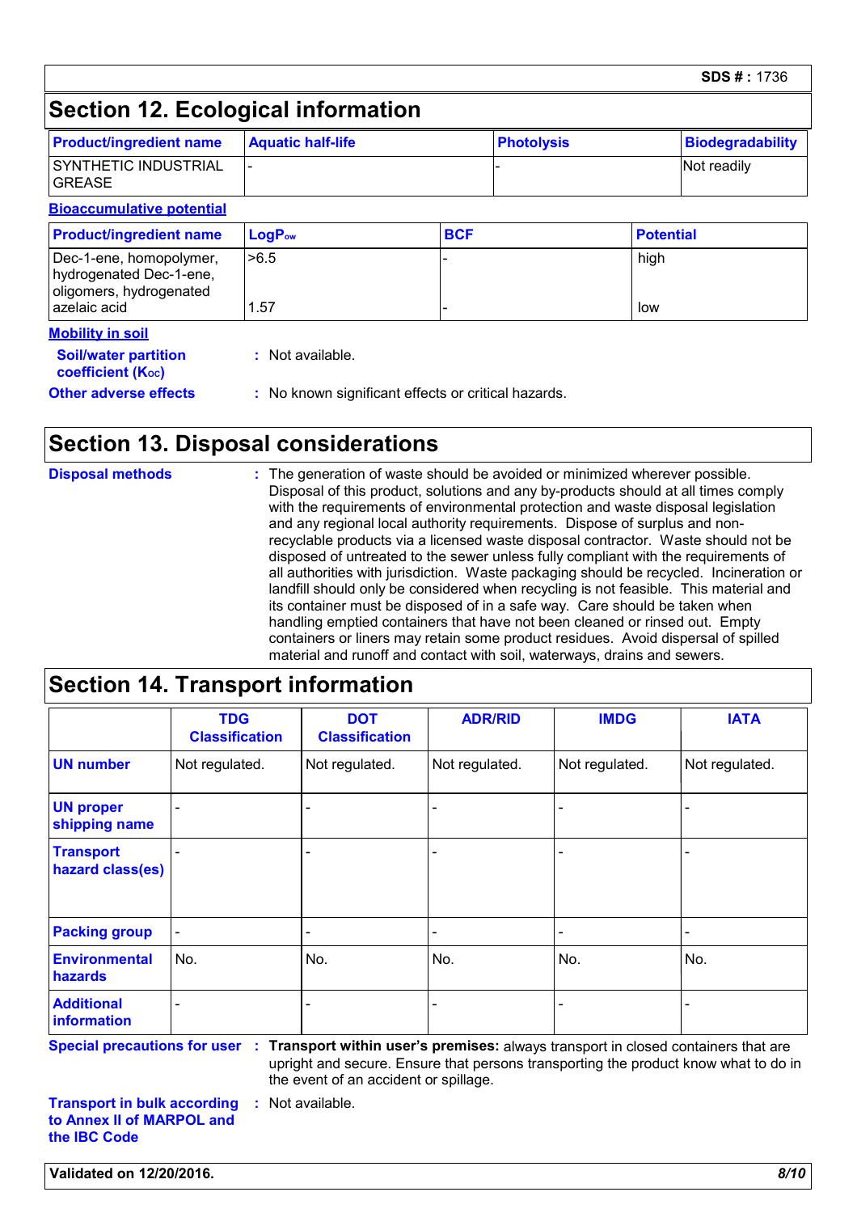## Section 12. Ecological information

| Product/ingredient name | Aquatic half-life | Photolysis | Biodegradability |
|---|---|---|---|
| SYNTHETIC INDUSTRIAL GREASE | - | - | Not readily |

**Bioaccumulative potential**

| Product/ingredient name | $LogP_{ow}$ | BCF | Potential |
|---|---|---|---|
| Dec-1-ene, homopolymer, hydrogenated Dec-1-ene, oligomers, hydrogenated | >6.5 | - | high |
| azelaic acid | 1.57 | - | low |

**Mobility in soil**

**Soil/water partition coefficient ($K_{OC}$)** : Not available.

**Other adverse effects** : No known significant effects or critical hazards.

## Section 13. Disposal considerations

**Disposal methods** : The generation of waste should be avoided or minimized wherever possible. Disposal of this product, solutions and any by-products should at all times comply with the requirements of environmental protection and waste disposal legislation and any regional local authority requirements. Dispose of surplus and non-recyclable products via a licensed waste disposal contractor. Waste should not be disposed of untreated to the sewer unless fully compliant with the requirements of all authorities with jurisdiction. Waste packaging should be recycled. Incineration or landfill should only be considered when recycling is not feasible. This material and its container must be disposed of in a safe way. Care should be taken when handling emptied containers that have not been cleaned or rinsed out. Empty containers or liners may retain some product residues. Avoid dispersal of spilled material and runoff and contact with soil, waterways, drains and sewers.

## Section 14. Transport information

| | TDG Classification | DOT Classification | ADR/RID | IMDG | IATA |
|---|---|---|---|---|---|
| UN number | Not regulated. | Not regulated. | Not regulated. | Not regulated. | Not regulated. |
| UN proper shipping name | - | - | - | - | - |
| Transport hazard class(es) | - | - | - | - | - |
| Packing group | - | - | - | - | - |
| Environmental hazards | No. | No. | No. | No. | No. |
| Additional information | - | - | - | - | - |

**Special precautions for user** : **Transport within user's premises:** always transport in closed containers that are upright and secure. Ensure that persons transporting the product know what to do in the event of an accident or spillage.

**Transport in bulk according to Annex II of MARPOL and the IBC Code** : Not available.

**Validated on 12/20/2016.**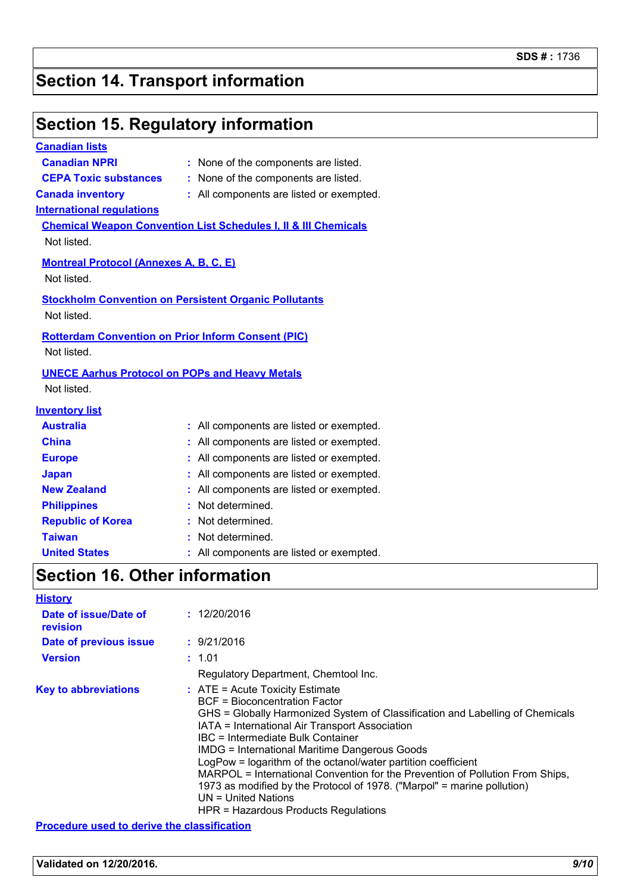## Section 14. Transport information

## Section 15. Regulatory information

**Canadian lists**

| | |
|---|---|
| **Canadian NPRI** | : None of the components are listed. |
| **CEPA Toxic substances** | : None of the components are listed. |
| **Canada inventory** | : All components are listed or exempted. |

**International regulations**

**Chemical Weapon Convention List Schedules I, II & III Chemicals**

Not listed.

**Montreal Protocol (Annexes A, B, C, E)**

Not listed.

**Stockholm Convention on Persistent Organic Pollutants**

Not listed.

**Rotterdam Convention on Prior Inform Consent (PIC)**

Not listed.

**UNECE Aarhus Protocol on POPs and Heavy Metals**

Not listed.

**Inventory list**

| | |
|---|---|
| **Australia** | : All components are listed or exempted. |
| **China** | : All components are listed or exempted. |
| **Europe** | : All components are listed or exempted. |
| **Japan** | : All components are listed or exempted. |
| **New Zealand** | : All components are listed or exempted. |
| **Philippines** | : Not determined. |
| **Republic of Korea** | : Not determined. |
| **Taiwan** | : Not determined. |
| **United States** | : All components are listed or exempted. |

## Section 16. Other information

**History**

| | |
|---|---|
| **Date of issue/Date of revision** | : 12/20/2016 |
| **Date of previous issue** | : 9/21/2016 |
| **Version** | : 1.01 |
| | Regulatory Department, Chemtool Inc. |

**Key to abbreviations** :
ATE = Acute Toxicity Estimate
BCF = Bioconcentration Factor
GHS = Globally Harmonized System of Classification and Labelling of Chemicals
IATA = International Air Transport Association
IBC = Intermediate Bulk Container
IMDG = International Maritime Dangerous Goods
LogPow = logarithm of the octanol/water partition coefficient
MARPOL = International Convention for the Prevention of Pollution From Ships, 1973 as modified by the Protocol of 1978. ("Marpol" = marine pollution)
UN = United Nations
HPR = Hazardous Products Regulations

**Procedure used to derive the classification**

**Validated on 12/20/2016.**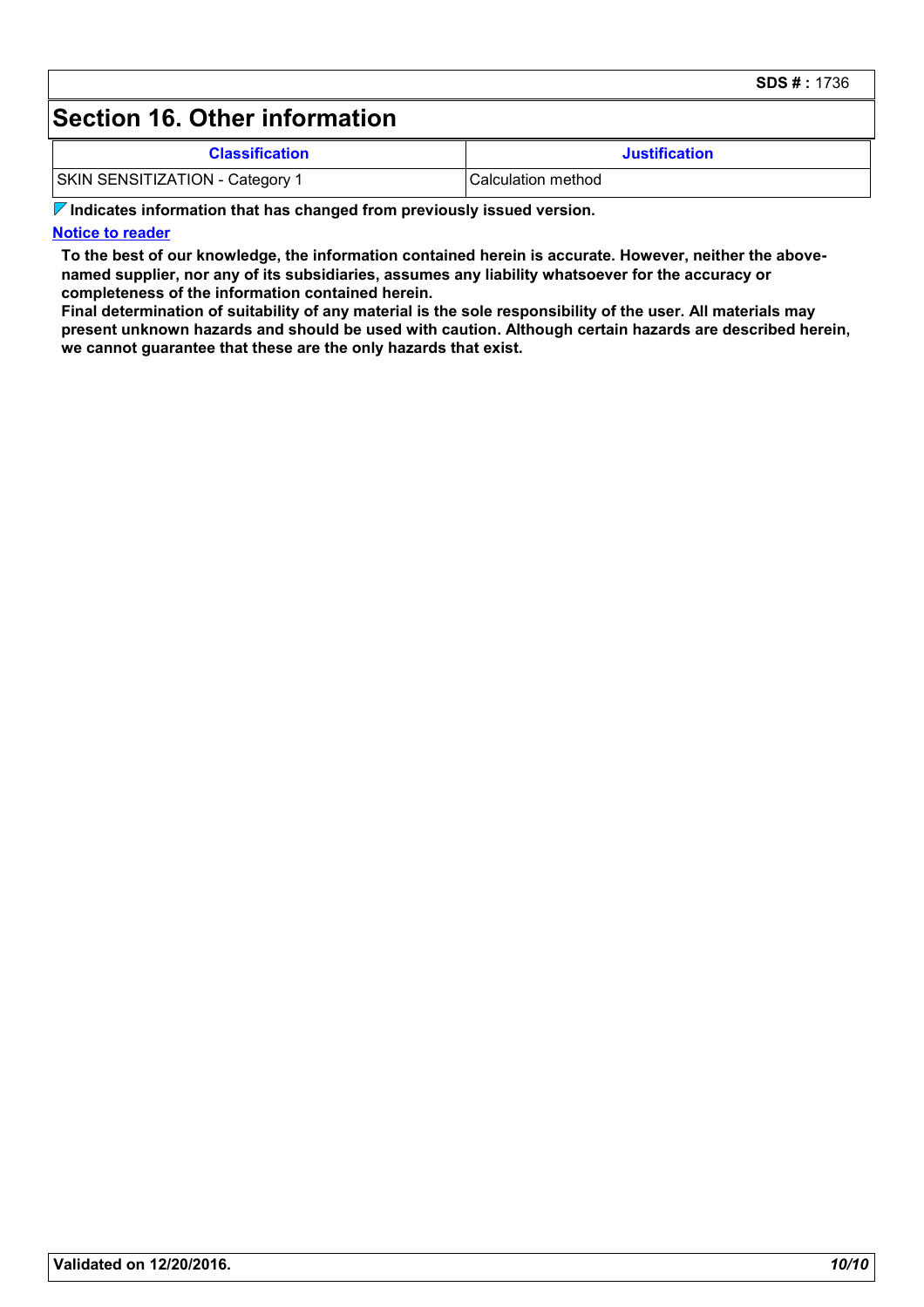## Section 16. Other information

| Classification | Justification |
| --- | --- |
| SKIN SENSITIZATION - Category 1 | Calculation method |

**Indicates information that has changed from previously issued version.**

**Notice to reader**

**To the best of our knowledge, the information contained herein is accurate. However, neither the above-named supplier, nor any of its subsidiaries, assumes any liability whatsoever for the accuracy or completeness of the information contained herein.**

**Final determination of suitability of any material is the sole responsibility of the user. All materials may present unknown hazards and should be used with caution. Although certain hazards are described herein, we cannot guarantee that these are the only hazards that exist.**